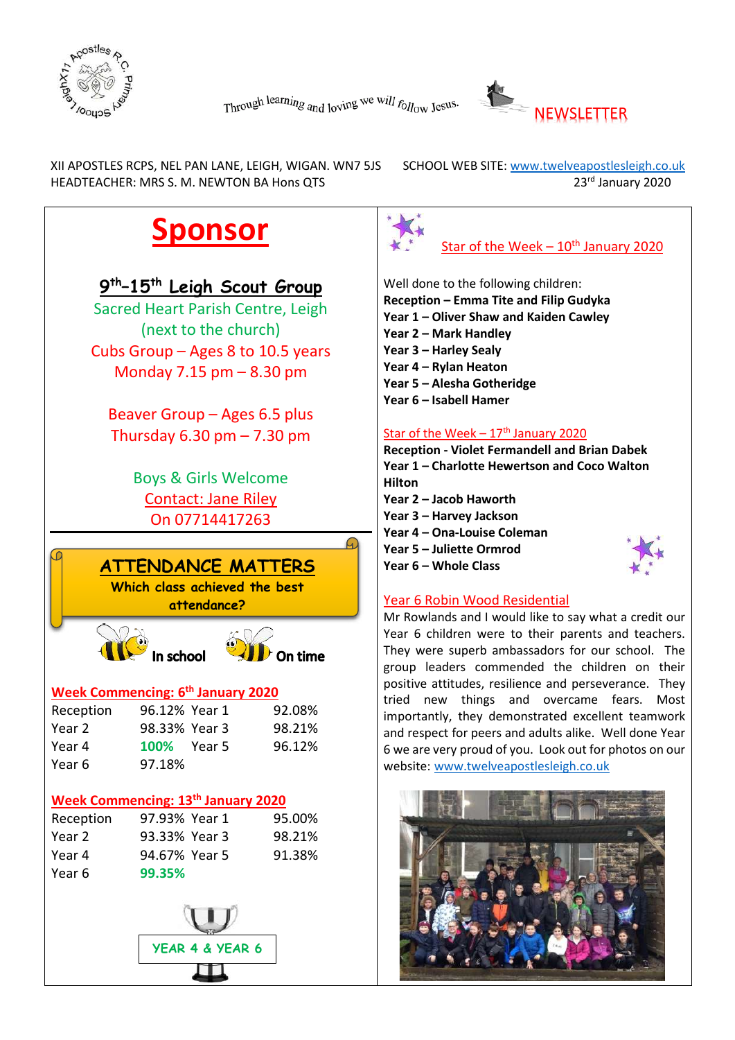Through learning and loving we will follow Jesus.

NEWSLETTER

XII APOSTLES RCPS, NEL PAN LANE, LEIGH, WIGAN. WN7 5JS
HEADTEACHER: MRS S. M. NEWTON BA Hons QTS

SCHOOL WEB SITE: www.twelveapostlesleigh.co.uk
23rd January 2020

# Sponsor

## 9th-15th Leigh Scout Group

Sacred Heart Parish Centre, Leigh
(next to the church)

Cubs Group – Ages 8 to 10.5 years
Monday 7.15 pm – 8.30 pm

Beaver Group – Ages 6.5 plus
Thursday 6.30 pm – 7.30 pm

Boys & Girls Welcome
Contact: Jane Riley
On 07714417263

## ATTENDANCE MATTERS

**Which class achieved the best attendance?**

**In school** **On time**

**Week Commencing: 6th January 2020**

| | | | |
|---|---|---|---|
| Reception | 96.12% | Year 1 | 92.08% |
| Year 2 | 98.33% | Year 3 | 98.21% |
| Year 4 | **100%** | Year 5 | 96.12% |
| Year 6 | 97.18% | | |

**Week Commencing: 13th January 2020**

| | | | |
|---|---|---|---|
| Reception | 97.93% | Year 1 | 95.00% |
| Year 2 | 93.33% | Year 3 | 98.21% |
| Year 4 | 94.67% | Year 5 | 91.38% |
| Year 6 | **99.35%** | | |

**YEAR 4 & YEAR 6**

## Star of the Week – 10th January 2020

Well done to the following children:

**Reception – Emma Tite and Filip Gudyka**
**Year 1 – Oliver Shaw and Kaiden Cawley**
**Year 2 – Mark Handley**
**Year 3 – Harley Sealy**
**Year 4 – Rylan Heaton**
**Year 5 – Alesha Gotheridge**
**Year 6 – Isabell Hamer**

## Star of the Week – 17th January 2020

**Reception - Violet Fermandell and Brian Dabek**
**Year 1 – Charlotte Hewertson and Coco Walton Hilton**
**Year 2 – Jacob Haworth**
**Year 3 – Harvey Jackson**
**Year 4 – Ona-Louise Coleman**
**Year 5 – Juliette Ormrod**
**Year 6 – Whole Class**

## Year 6 Robin Wood Residential

Mr Rowlands and I would like to say what a credit our Year 6 children were to their parents and teachers. They were superb ambassadors for our school. The group leaders commended the children on their positive attitudes, resilience and perseverance. They tried new things and overcame fears. Most importantly, they demonstrated excellent teamwork and respect for peers and adults alike. Well done Year 6 we are very proud of you. Look out for photos on our website: www.twelveapostlesleigh.co.uk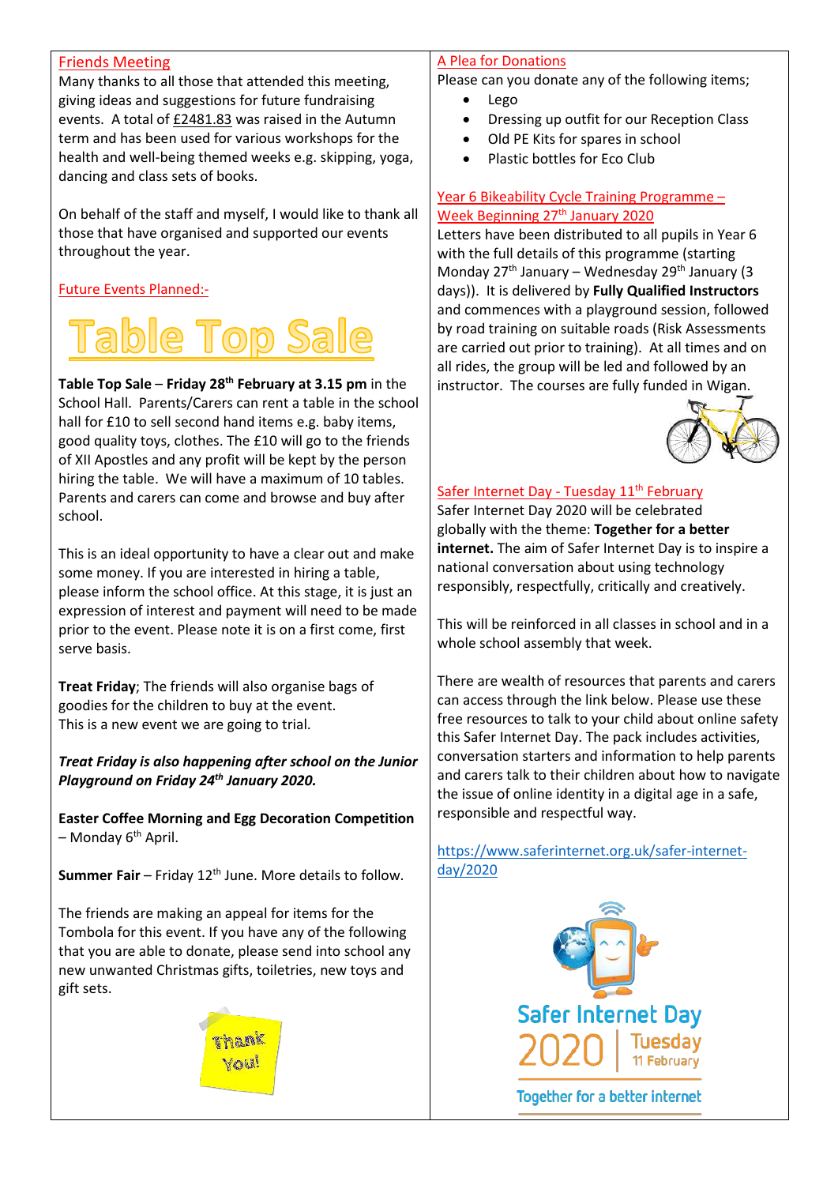## Friends Meeting

Many thanks to all those that attended this meeting, giving ideas and suggestions for future fundraising events. A total of £2481.83 was raised in the Autumn term and has been used for various workshops for the health and well-being themed weeks e.g. skipping, yoga, dancing and class sets of books.

On behalf of the staff and myself, I would like to thank all those that have organised and supported our events throughout the year.

## Future Events Planned:-

# Table Top Sale

**Table Top Sale** – **Friday 28th February at 3.15 pm** in the School Hall. Parents/Carers can rent a table in the school hall for £10 to sell second hand items e.g. baby items, good quality toys, clothes. The £10 will go to the friends of XII Apostles and any profit will be kept by the person hiring the table. We will have a maximum of 10 tables. Parents and carers can come and browse and buy after school.

This is an ideal opportunity to have a clear out and make some money. If you are interested in hiring a table, please inform the school office. At this stage, it is just an expression of interest and payment will need to be made prior to the event. Please note it is on a first come, first serve basis.

**Treat Friday**; The friends will also organise bags of goodies for the children to buy at the event.
This is a new event we are going to trial.

***Treat Friday is also happening after school on the Junior Playground on Friday 24th January 2020.***

**Easter Coffee Morning and Egg Decoration Competition** – Monday 6th April.

**Summer Fair** – Friday 12th June. More details to follow.

The friends are making an appeal for items for the Tombola for this event. If you have any of the following that you are able to donate, please send into school any new unwanted Christmas gifts, toiletries, new toys and gift sets.

Thank You!

## A Plea for Donations

Please can you donate any of the following items;

- Lego
- Dressing up outfit for our Reception Class
- Old PE Kits for spares in school
- Plastic bottles for Eco Club

## Year 6 Bikeability Cycle Training Programme – Week Beginning 27th January 2020

Letters have been distributed to all pupils in Year 6 with the full details of this programme (starting Monday 27th January – Wednesday 29th January (3 days)). It is delivered by **Fully Qualified Instructors** and commences with a playground session, followed by road training on suitable roads (Risk Assessments are carried out prior to training). At all times and on all rides, the group will be led and followed by an instructor. The courses are fully funded in Wigan.

## Safer Internet Day - Tuesday 11th February

Safer Internet Day 2020 will be celebrated globally with the theme: **Together for a better internet.** The aim of Safer Internet Day is to inspire a national conversation about using technology responsibly, respectfully, critically and creatively.

This will be reinforced in all classes in school and in a whole school assembly that week.

There are wealth of resources that parents and carers can access through the link below. Please use these free resources to talk to your child about online safety this Safer Internet Day. The pack includes activities, conversation starters and information to help parents and carers talk to their children about how to navigate the issue of online identity in a digital age in a safe, responsible and respectful way.

https://www.saferinternet.org.uk/safer-internet-day/2020

Safer Internet Day 2020 | Tuesday 11 February

Together for a better internet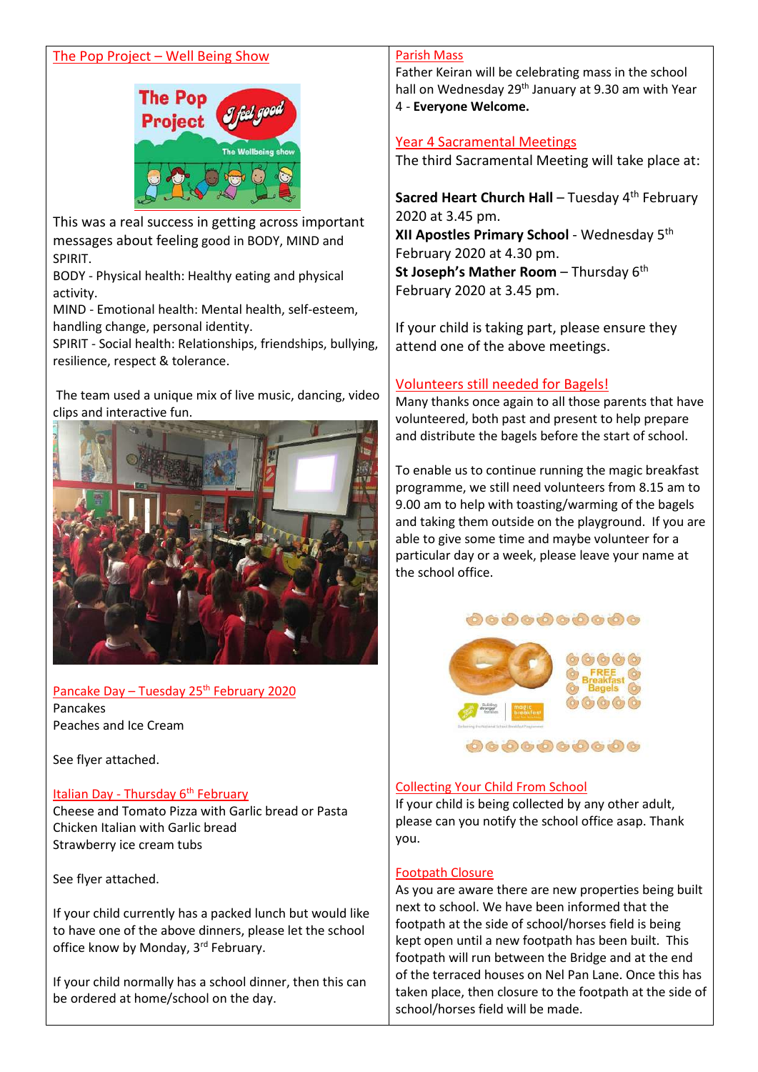## The Pop Project – Well Being Show

This was a real success in getting across important messages about feeling good in BODY, MIND and SPIRIT.

BODY - Physical health: Healthy eating and physical activity.

MIND - Emotional health: Mental health, self-esteem, handling change, personal identity.

SPIRIT - Social health: Relationships, friendships, bullying, resilience, respect & tolerance.

The team used a unique mix of live music, dancing, video clips and interactive fun.

## Pancake Day – Tuesday 25th February 2020

Pancakes

Peaches and Ice Cream

See flyer attached.

## Italian Day - Thursday 6th February

Cheese and Tomato Pizza with Garlic bread or Pasta

Chicken Italian with Garlic bread

Strawberry ice cream tubs

See flyer attached.

If your child currently has a packed lunch but would like to have one of the above dinners, please let the school office know by Monday, 3rd February.

If your child normally has a school dinner, then this can be ordered at home/school on the day.

## Parish Mass

Father Keiran will be celebrating mass in the school hall on Wednesday 29th January at 9.30 am with Year 4 - **Everyone Welcome.**

## Year 4 Sacramental Meetings

The third Sacramental Meeting will take place at:

**Sacred Heart Church Hall** – Tuesday 4th February 2020 at 3.45 pm.

**XII Apostles Primary School** - Wednesday 5th February 2020 at 4.30 pm.

**St Joseph's Mather Room** – Thursday 6th February 2020 at 3.45 pm.

If your child is taking part, please ensure they attend one of the above meetings.

## Volunteers still needed for Bagels!

Many thanks once again to all those parents that have volunteered, both past and present to help prepare and distribute the bagels before the start of school.

To enable us to continue running the magic breakfast programme, we still need volunteers from 8.15 am to 9.00 am to help with toasting/warming of the bagels and taking them outside on the playground. If you are able to give some time and maybe volunteer for a particular day or a week, please leave your name at the school office.

## Collecting Your Child From School

If your child is being collected by any other adult, please can you notify the school office asap. Thank you.

## Footpath Closure

As you are aware there are new properties being built next to school. We have been informed that the footpath at the side of school/horses field is being kept open until a new footpath has been built. This footpath will run between the Bridge and at the end of the terraced houses on Nel Pan Lane. Once this has taken place, then closure to the footpath at the side of school/horses field will be made.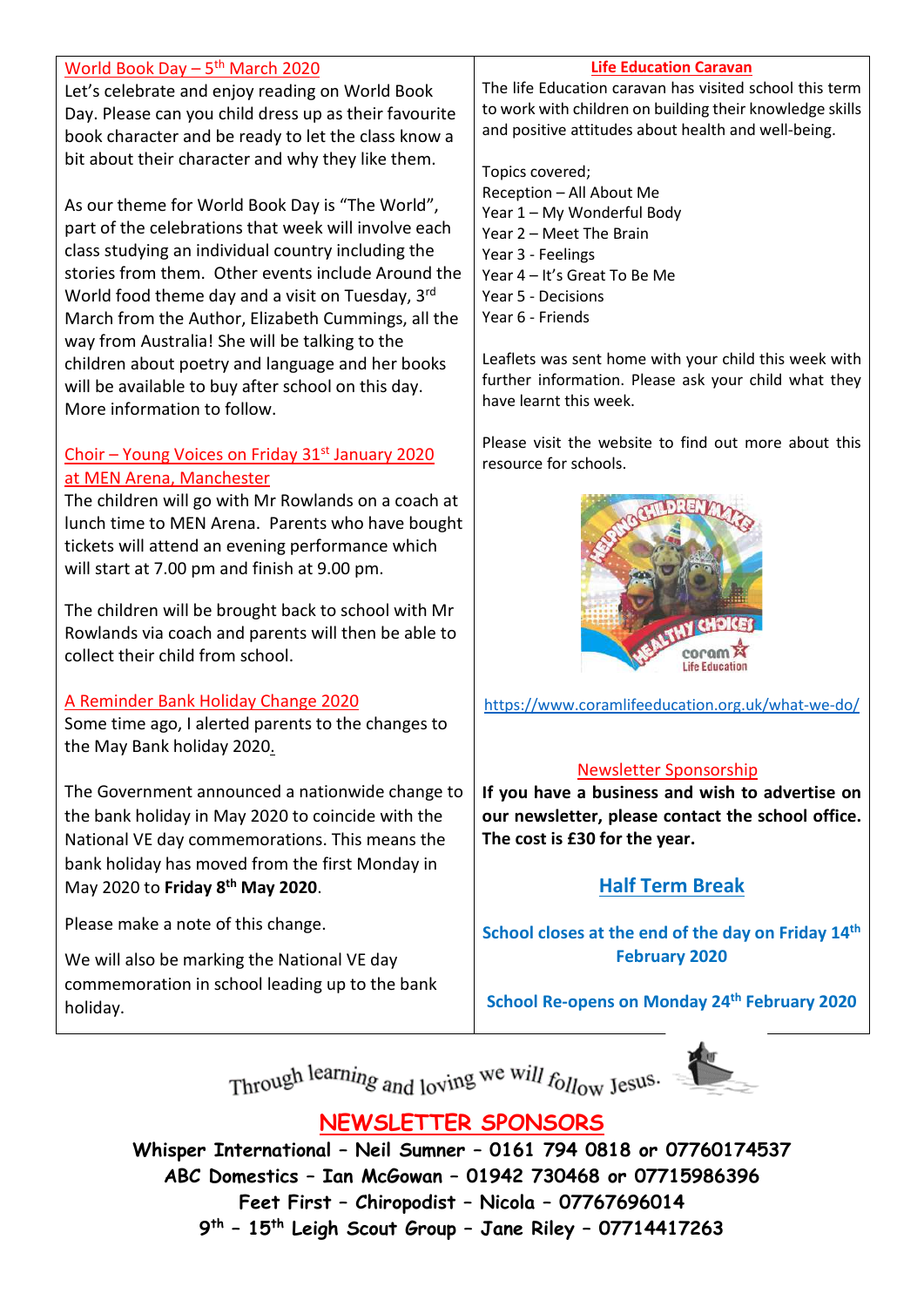## World Book Day – 5th March 2020

Let's celebrate and enjoy reading on World Book Day. Please can you child dress up as their favourite book character and be ready to let the class know a bit about their character and why they like them.

As our theme for World Book Day is "The World", part of the celebrations that week will involve each class studying an individual country including the stories from them. Other events include Around the World food theme day and a visit on Tuesday, 3rd March from the Author, Elizabeth Cummings, all the way from Australia! She will be talking to the children about poetry and language and her books will be available to buy after school on this day. More information to follow.

## Choir – Young Voices on Friday 31st January 2020 at MEN Arena, Manchester

The children will go with Mr Rowlands on a coach at lunch time to MEN Arena. Parents who have bought tickets will attend an evening performance which will start at 7.00 pm and finish at 9.00 pm.

The children will be brought back to school with Mr Rowlands via coach and parents will then be able to collect their child from school.

## A Reminder Bank Holiday Change 2020

Some time ago, I alerted parents to the changes to the May Bank holiday 2020.

The Government announced a nationwide change to the bank holiday in May 2020 to coincide with the National VE day commemorations. This means the bank holiday has moved from the first Monday in May 2020 to **Friday 8th May 2020**.

Please make a note of this change.

We will also be marking the National VE day commemoration in school leading up to the bank holiday.

## Life Education Caravan

The life Education caravan has visited school this term to work with children on building their knowledge skills and positive attitudes about health and well-being.

Topics covered;
Reception – All About Me
Year 1 – My Wonderful Body
Year 2 – Meet The Brain
Year 3 - Feelings
Year 4 – It's Great To Be Me
Year 5 - Decisions
Year 6 - Friends

Leaflets was sent home with your child this week with further information. Please ask your child what they have learnt this week.

Please visit the website to find out more about this resource for schools.

https://www.coramlifeeducation.org.uk/what-we-do/

## Newsletter Sponsorship

**If you have a business and wish to advertise on our newsletter, please contact the school office. The cost is £30 for the year.**

## Half Term Break

**School closes at the end of the day on Friday 14th February 2020**

**School Re-opens on Monday 24th February 2020**

Through learning and loving we will follow Jesus.

## NEWSLETTER SPONSORS

**Whisper International – Neil Sumner – 0161 794 0818 or 07760174537**
**ABC Domestics – Ian McGowan – 01942 730468 or 07715986396**
**Feet First – Chiropodist – Nicola – 07767696014**
**9th – 15th Leigh Scout Group – Jane Riley – 07714417263**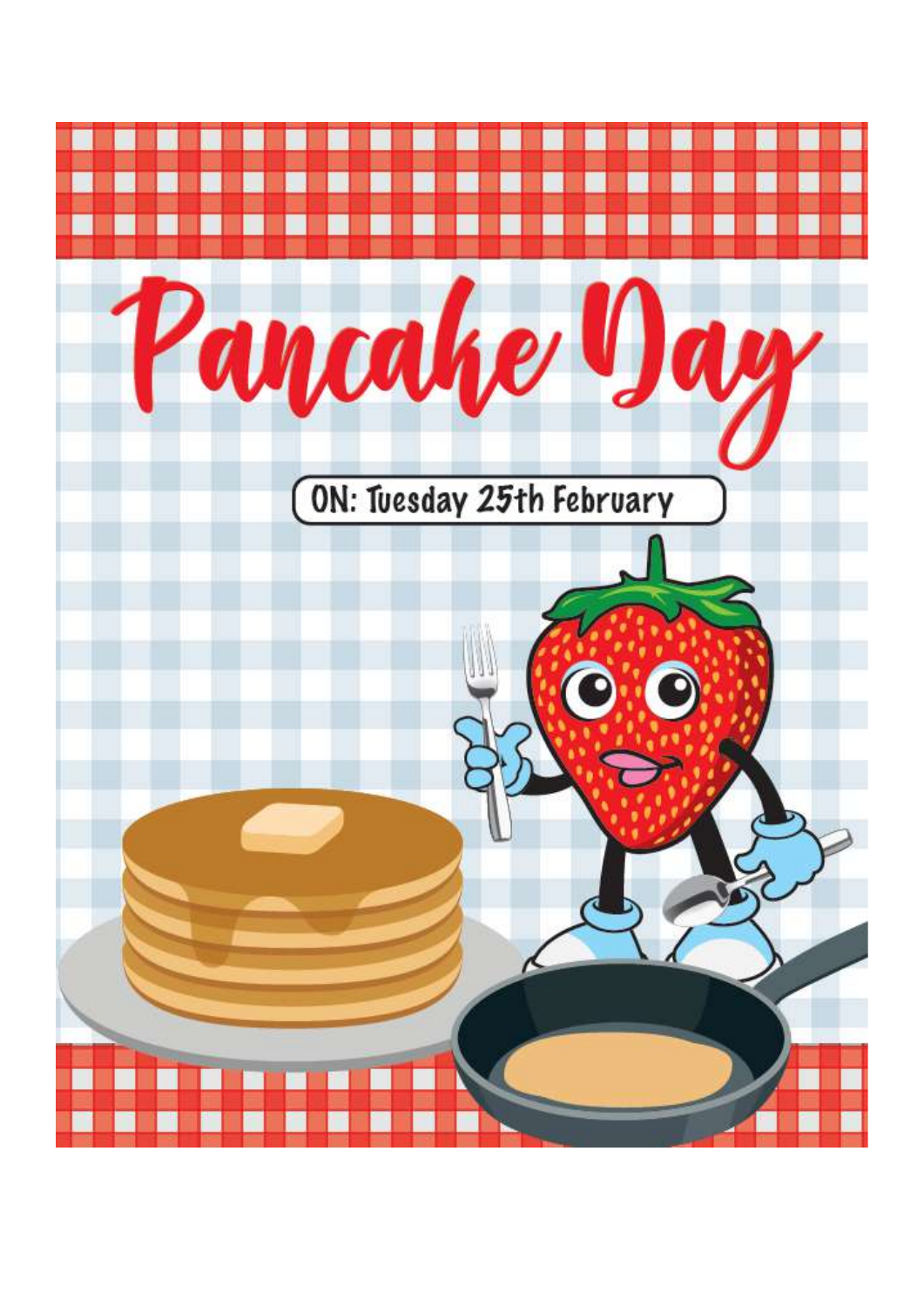# Pancake Day

ON: Tuesday 25th February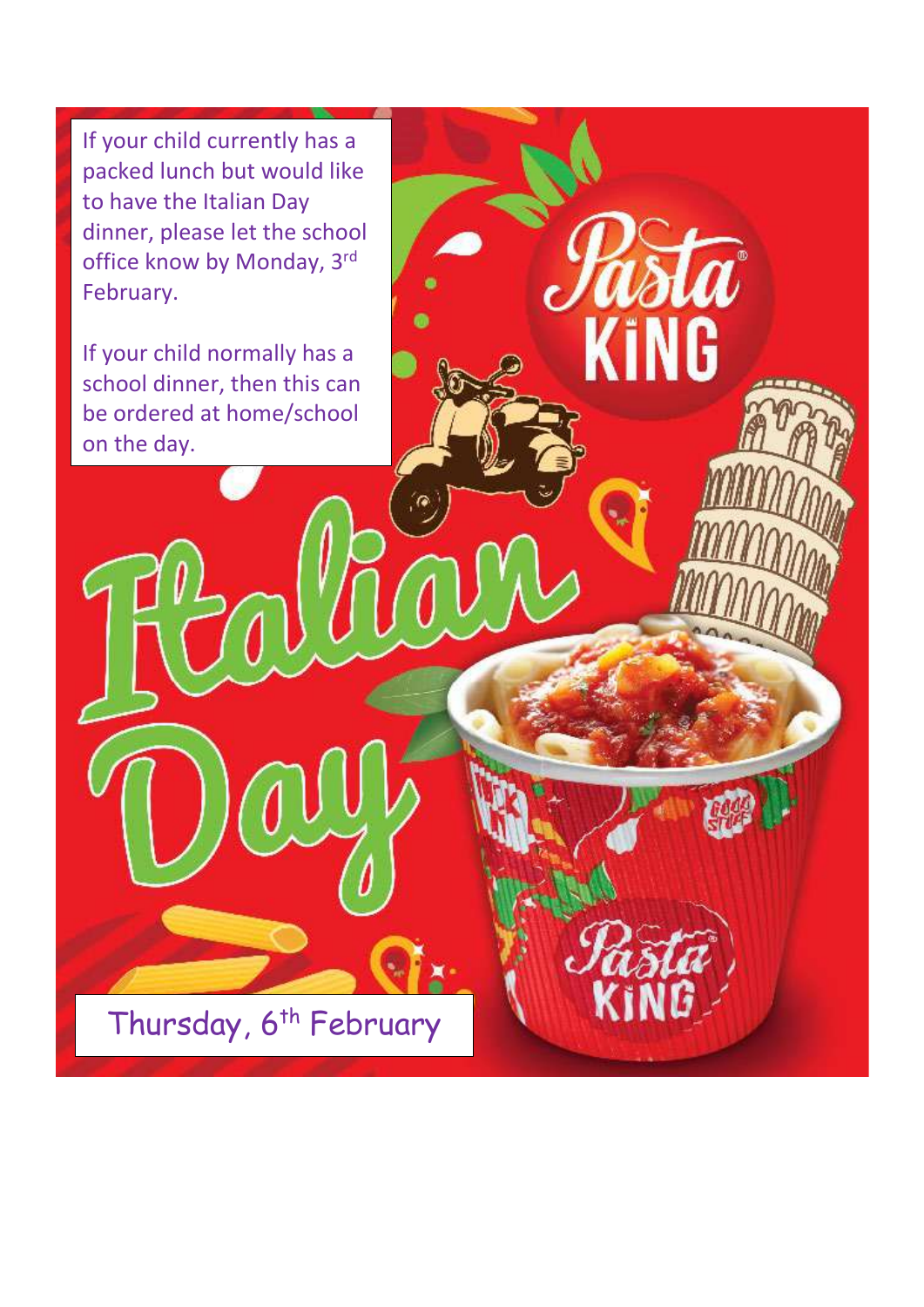If your child currently has a packed lunch but would like to have the Italian Day dinner, please let the school office know by Monday, 3rd February.

If your child normally has a school dinner, then this can be ordered at home/school on the day.

# Italian Day

Pasta KING

Thursday, 6th February